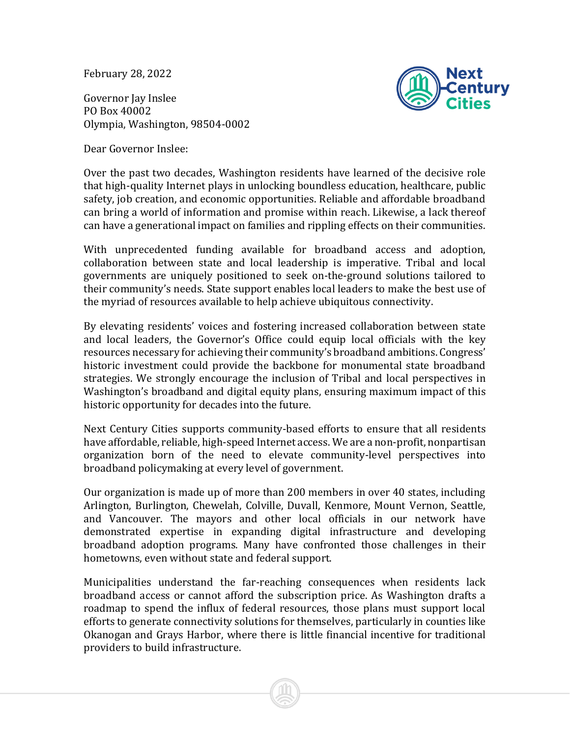February 28, 2022

Governor Jay Inslee
PO Box 40002
Olympia, Washington, 98504-0002

Dear Governor Inslee:

Over the past two decades, Washington residents have learned of the decisive role that high-quality Internet plays in unlocking boundless education, healthcare, public safety, job creation, and economic opportunities. Reliable and affordable broadband can bring a world of information and promise within reach. Likewise, a lack thereof can have a generational impact on families and rippling effects on their communities.

With unprecedented funding available for broadband access and adoption, collaboration between state and local leadership is imperative. Tribal and local governments are uniquely positioned to seek on-the-ground solutions tailored to their community's needs. State support enables local leaders to make the best use of the myriad of resources available to help achieve ubiquitous connectivity.

By elevating residents' voices and fostering increased collaboration between state and local leaders, the Governor's Office could equip local officials with the key resources necessary for achieving their community's broadband ambitions. Congress' historic investment could provide the backbone for monumental state broadband strategies. We strongly encourage the inclusion of Tribal and local perspectives in Washington's broadband and digital equity plans, ensuring maximum impact of this historic opportunity for decades into the future.

Next Century Cities supports community-based efforts to ensure that all residents have affordable, reliable, high-speed Internet access. We are a non-profit, nonpartisan organization born of the need to elevate community-level perspectives into broadband policymaking at every level of government.

Our organization is made up of more than 200 members in over 40 states, including Arlington, Burlington, Chewelah, Colville, Duvall, Kenmore, Mount Vernon, Seattle, and Vancouver. The mayors and other local officials in our network have demonstrated expertise in expanding digital infrastructure and developing broadband adoption programs. Many have confronted those challenges in their hometowns, even without state and federal support.

Municipalities understand the far-reaching consequences when residents lack broadband access or cannot afford the subscription price. As Washington drafts a roadmap to spend the influx of federal resources, those plans must support local efforts to generate connectivity solutions for themselves, particularly in counties like Okanogan and Grays Harbor, where there is little financial incentive for traditional providers to build infrastructure.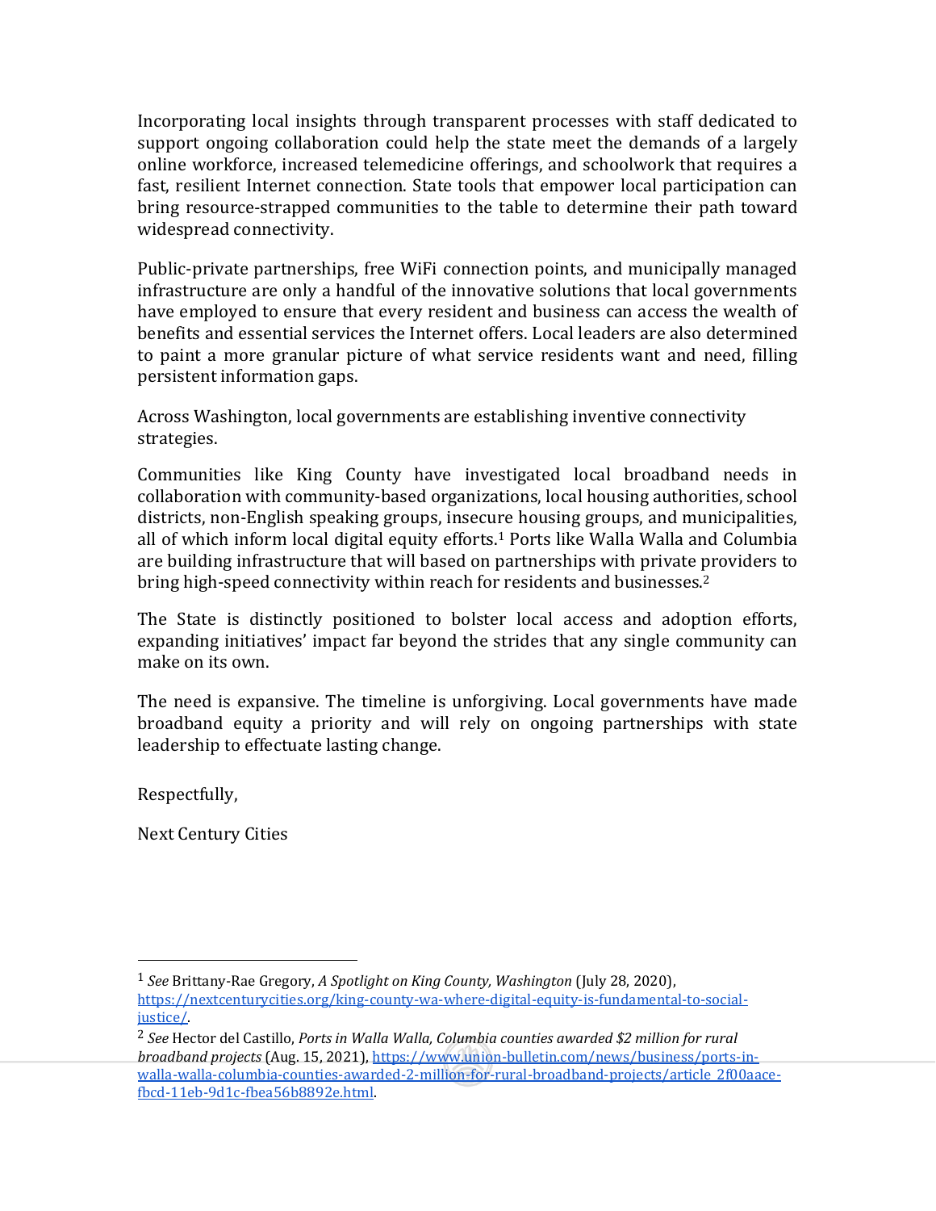Incorporating local insights through transparent processes with staff dedicated to support ongoing collaboration could help the state meet the demands of a largely online workforce, increased telemedicine offerings, and schoolwork that requires a fast, resilient Internet connection. State tools that empower local participation can bring resource-strapped communities to the table to determine their path toward widespread connectivity.

Public-private partnerships, free WiFi connection points, and municipally managed infrastructure are only a handful of the innovative solutions that local governments have employed to ensure that every resident and business can access the wealth of benefits and essential services the Internet offers. Local leaders are also determined to paint a more granular picture of what service residents want and need, filling persistent information gaps.

Across Washington, local governments are establishing inventive connectivity strategies.

Communities like King County have investigated local broadband needs in collaboration with community-based organizations, local housing authorities, school districts, non-English speaking groups, insecure housing groups, and municipalities, all of which inform local digital equity efforts.[1] Ports like Walla Walla and Columbia are building infrastructure that will based on partnerships with private providers to bring high-speed connectivity within reach for residents and businesses.[2]

The State is distinctly positioned to bolster local access and adoption efforts, expanding initiatives' impact far beyond the strides that any single community can make on its own.

The need is expansive. The timeline is unforgiving. Local governments have made broadband equity a priority and will rely on ongoing partnerships with state leadership to effectuate lasting change.

Respectfully,

Next Century Cities

---

[1] *See* Brittany-Rae Gregory, *A Spotlight on King County, Washington* (July 28, 2020), https://nextcenturycities.org/king-county-wa-where-digital-equity-is-fundamental-to-social-justice/.

[2] *See* Hector del Castillo, *Ports in Walla Walla, Columbia counties awarded $2 million for rural broadband projects* (Aug. 15, 2021), https://www.union-bulletin.com/news/business/ports-in-walla-walla-columbia-counties-awarded-2-million-for-rural-broadband-projects/article_2f00aace-fbcd-11eb-9d1c-fbea56b8892e.html.